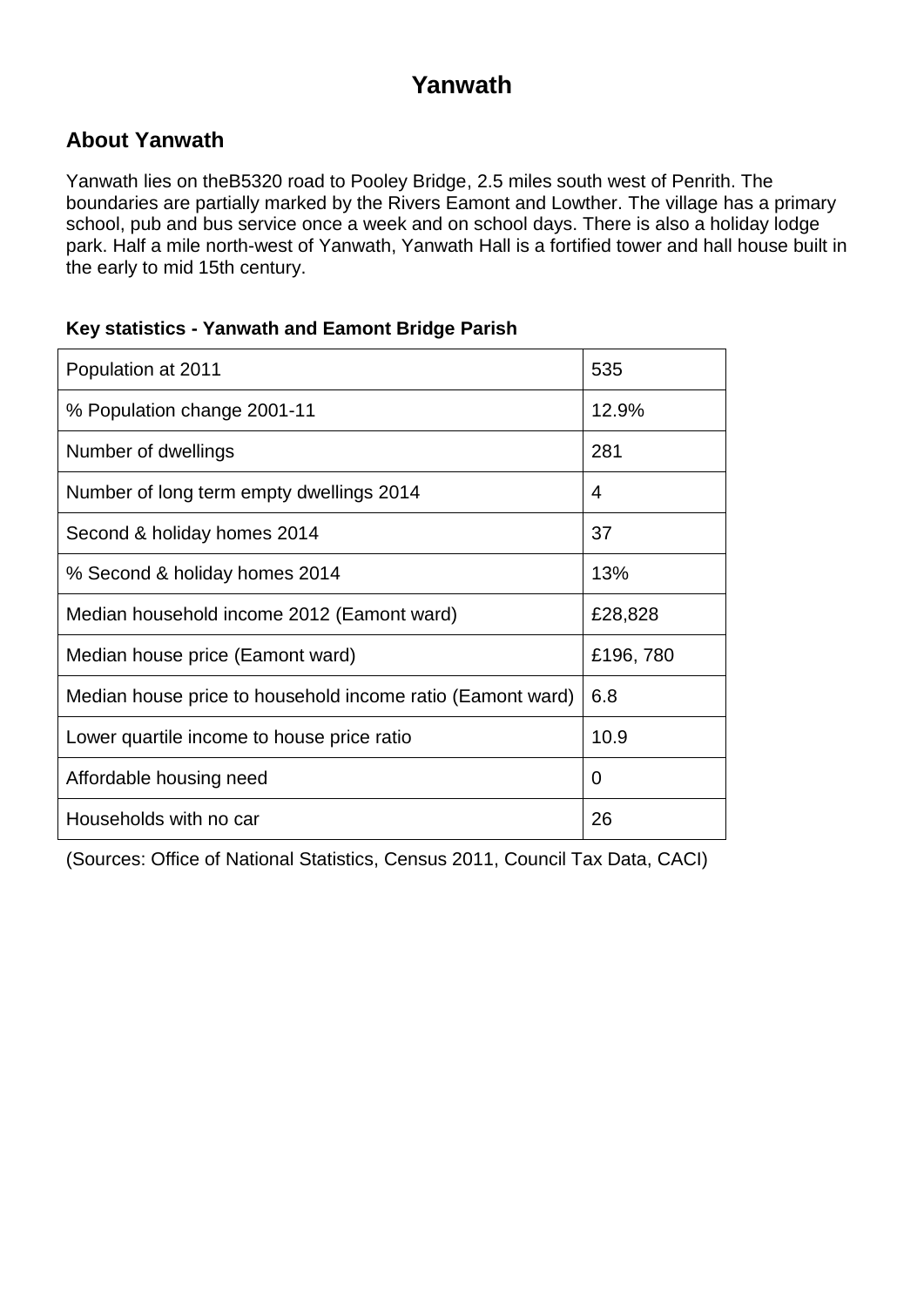# Yanwath

## About Yanwath

Yanwath lies on theB5320 road to Pooley Bridge, 2.5 miles south west of Penrith. The boundaries are partially marked by the Rivers Eamont and Lowther. The village has a primary school, pub and bus service once a week and on school days. There is also a holiday lodge park. Half a mile north-west of Yanwath, Yanwath Hall is a fortified tower and hall house built in the early to mid 15th century.

**Key statistics - Yanwath and Eamont Bridge Parish**

| | |
|---|---|
| Population at 2011 | 535 |
| % Population change 2001-11 | 12.9% |
| Number of dwellings | 281 |
| Number of long term empty dwellings 2014 | 4 |
| Second & holiday homes 2014 | 37 |
| % Second & holiday homes 2014 | 13% |
| Median household income 2012 (Eamont ward) | £28,828 |
| Median house price (Eamont ward) | £196, 780 |
| Median house price to household income ratio (Eamont ward) | 6.8 |
| Lower quartile income to house price ratio | 10.9 |
| Affordable housing need | 0 |
| Households with no car | 26 |

(Sources: Office of National Statistics, Census 2011, Council Tax Data, CACI)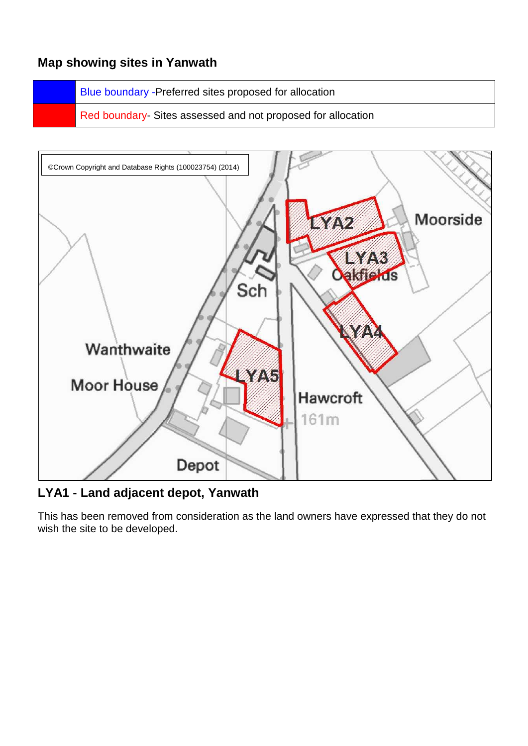## Map showing sites in Yanwath

| | |
|---|---|
| | Blue boundary -Preferred sites proposed for allocation |
| | Red boundary- Sites assessed and not proposed for allocation |

### LYA1 - Land adjacent depot, Yanwath

This has been removed from consideration as the land owners have expressed that they do not wish the site to be developed.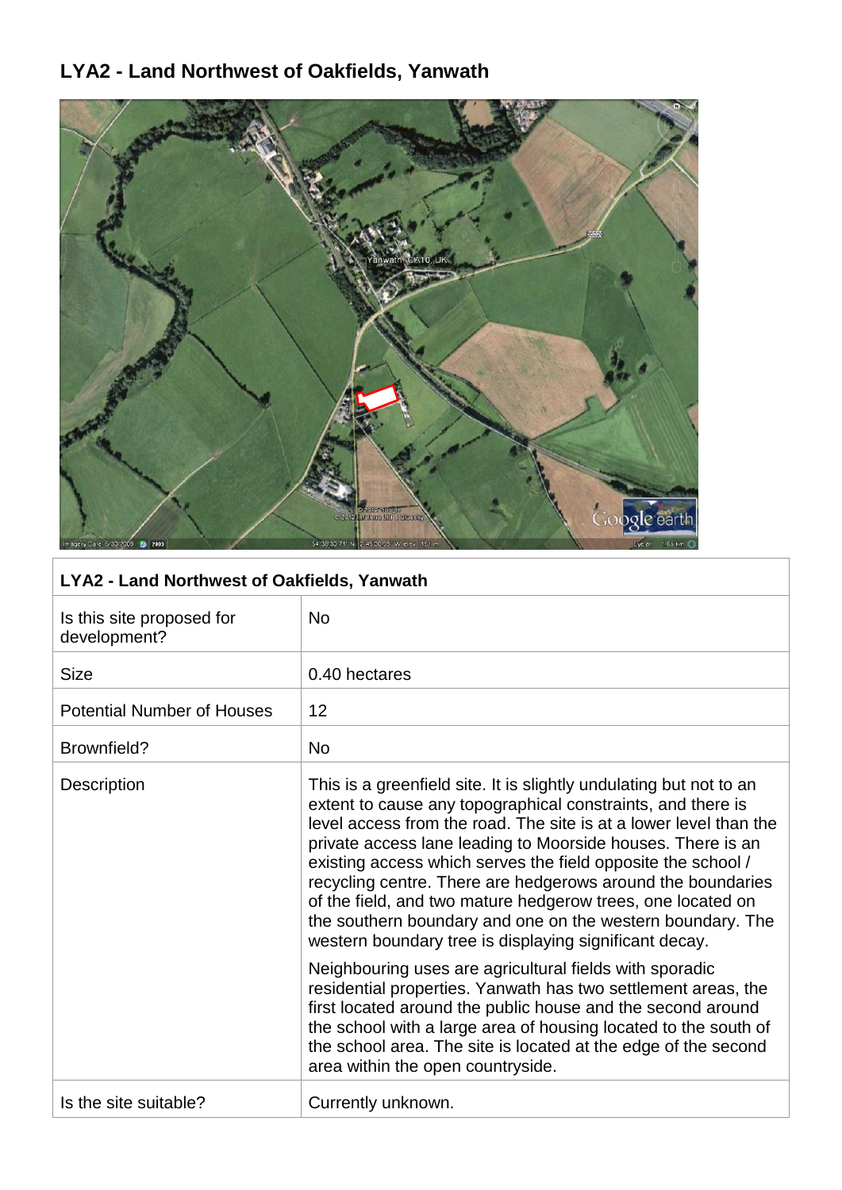## LYA2 - Land Northwest of Oakfields, Yanwath

| LYA2 - Land Northwest of Oakfields, Yanwath | |
|---|---|
| Is this site proposed for development? | No |
| Size | 0.40 hectares |
| Potential Number of Houses | 12 |
| Brownfield? | No |
| Description | This is a greenfield site. It is slightly undulating but not to an extent to cause any topographical constraints, and there is level access from the road. The site is at a lower level than the private access lane leading to Moorside houses. There is an existing access which serves the field opposite the school / recycling centre. There are hedgerows around the boundaries of the field, and two mature hedgerow trees, one located on the southern boundary and one on the western boundary. The western boundary tree is displaying significant decay.<br><br>Neighbouring uses are agricultural fields with sporadic residential properties. Yanwath has two settlement areas, the first located around the public house and the second around the school with a large area of housing located to the south of the school area. The site is located at the edge of the second area within the open countryside. |
| Is the site suitable? | Currently unknown. |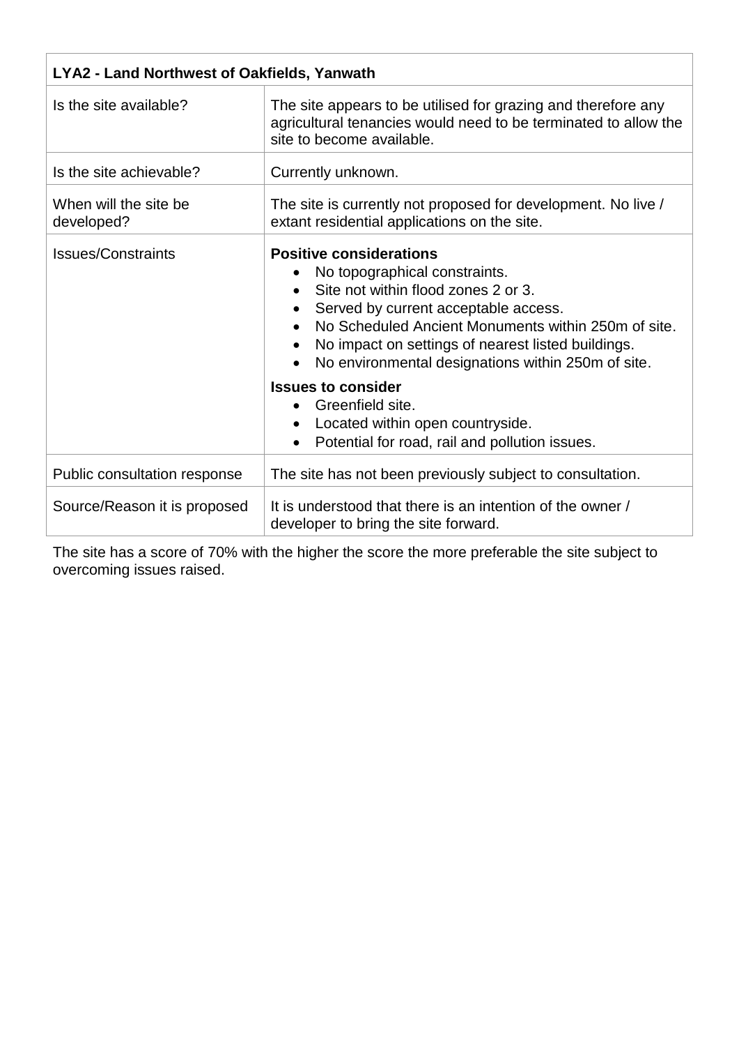| LYA2 - Land Northwest of Oakfields, Yanwath | |
|---|---|
| Is the site available? | The site appears to be utilised for grazing and therefore any agricultural tenancies would need to be terminated to allow the site to become available. |
| Is the site achievable? | Currently unknown. |
| When will the site be developed? | The site is currently not proposed for development. No live / extant residential applications on the site. |
| Issues/Constraints | **Positive considerations**<br>• No topographical constraints.<br>• Site not within flood zones 2 or 3.<br>• Served by current acceptable access.<br>• No Scheduled Ancient Monuments within 250m of site.<br>• No impact on settings of nearest listed buildings.<br>• No environmental designations within 250m of site.<br>**Issues to consider**<br>• Greenfield site.<br>• Located within open countryside.<br>• Potential for road, rail and pollution issues. |
| Public consultation response | The site has not been previously subject to consultation. |
| Source/Reason it is proposed | It is understood that there is an intention of the owner / developer to bring the site forward. |

The site has a score of 70% with the higher the score the more preferable the site subject to overcoming issues raised.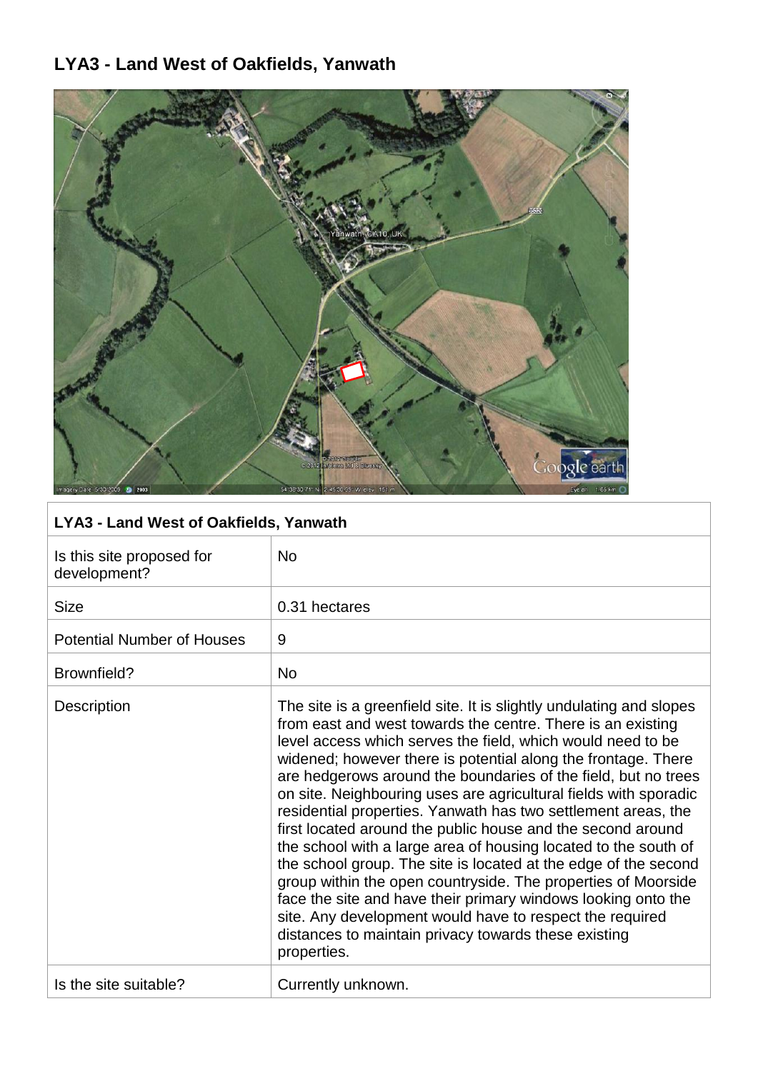# LYA3 - Land West of Oakfields, Yanwath

| LYA3 - Land West of Oakfields, Yanwath | |
|---|---|
| Is this site proposed for development? | No |
| Size | 0.31 hectares |
| Potential Number of Houses | 9 |
| Brownfield? | No |
| Description | The site is a greenfield site. It is slightly undulating and slopes from east and west towards the centre. There is an existing level access which serves the field, which would need to be widened; however there is potential along the frontage. There are hedgerows around the boundaries of the field, but no trees on site. Neighbouring uses are agricultural fields with sporadic residential properties. Yanwath has two settlement areas, the first located around the public house and the second around the school with a large area of housing located to the south of the school group. The site is located at the edge of the second group within the open countryside. The properties of Moorside face the site and have their primary windows looking onto the site. Any development would have to respect the required distances to maintain privacy towards these existing properties. |
| Is the site suitable? | Currently unknown. |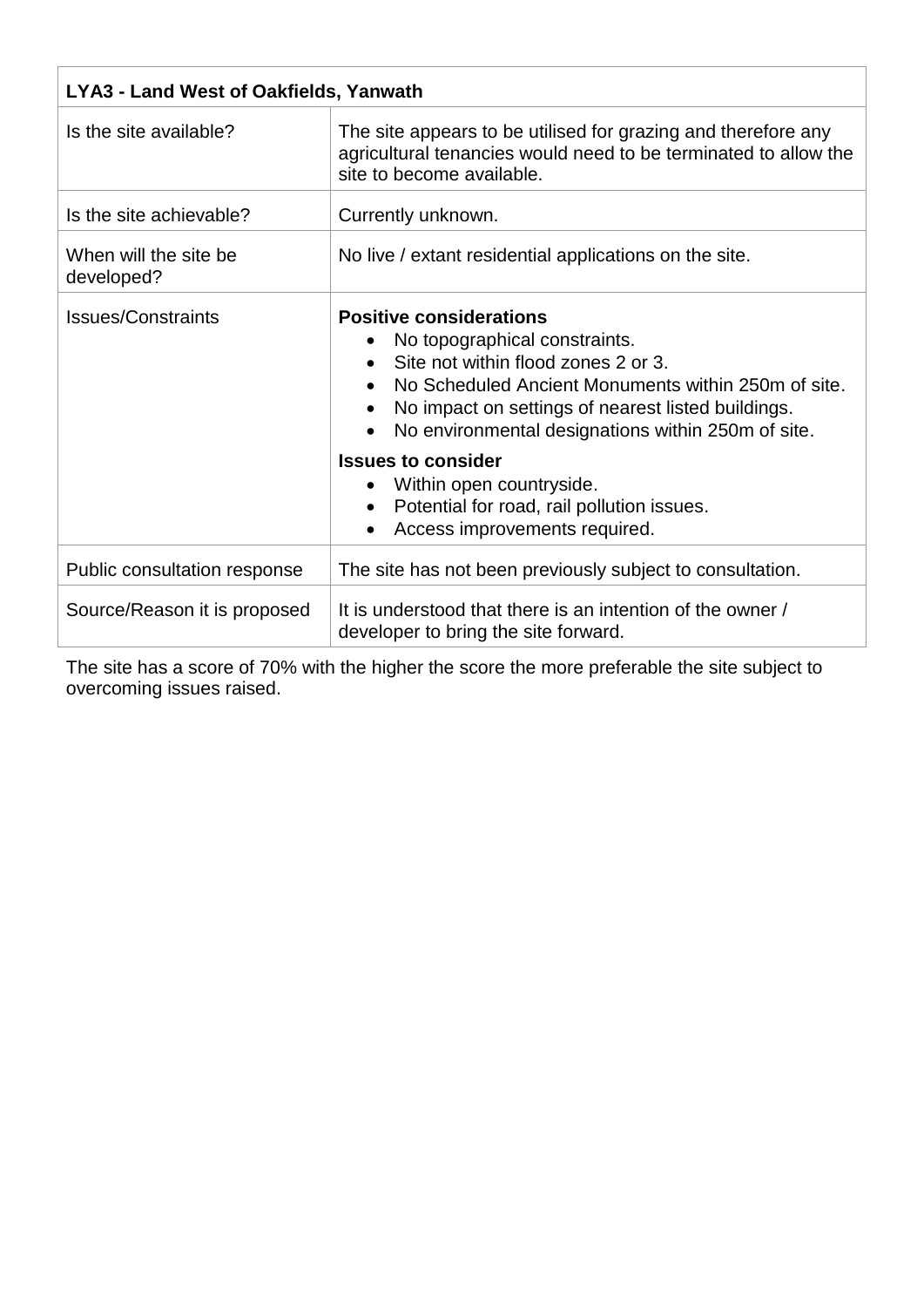| **LYA3 - Land West of Oakfields, Yanwath** | |
|---|---|
| Is the site available? | The site appears to be utilised for grazing and therefore any agricultural tenancies would need to be terminated to allow the site to become available. |
| Is the site achievable? | Currently unknown. |
| When will the site be developed? | No live / extant residential applications on the site. |
| Issues/Constraints | **Positive considerations**<br>• No topographical constraints.<br>• Site not within flood zones 2 or 3.<br>• No Scheduled Ancient Monuments within 250m of site.<br>• No impact on settings of nearest listed buildings.<br>• No environmental designations within 250m of site.<br>**Issues to consider**<br>• Within open countryside.<br>• Potential for road, rail pollution issues.<br>• Access improvements required. |
| Public consultation response | The site has not been previously subject to consultation. |
| Source/Reason it is proposed | It is understood that there is an intention of the owner / developer to bring the site forward. |

The site has a score of 70% with the higher the score the more preferable the site subject to overcoming issues raised.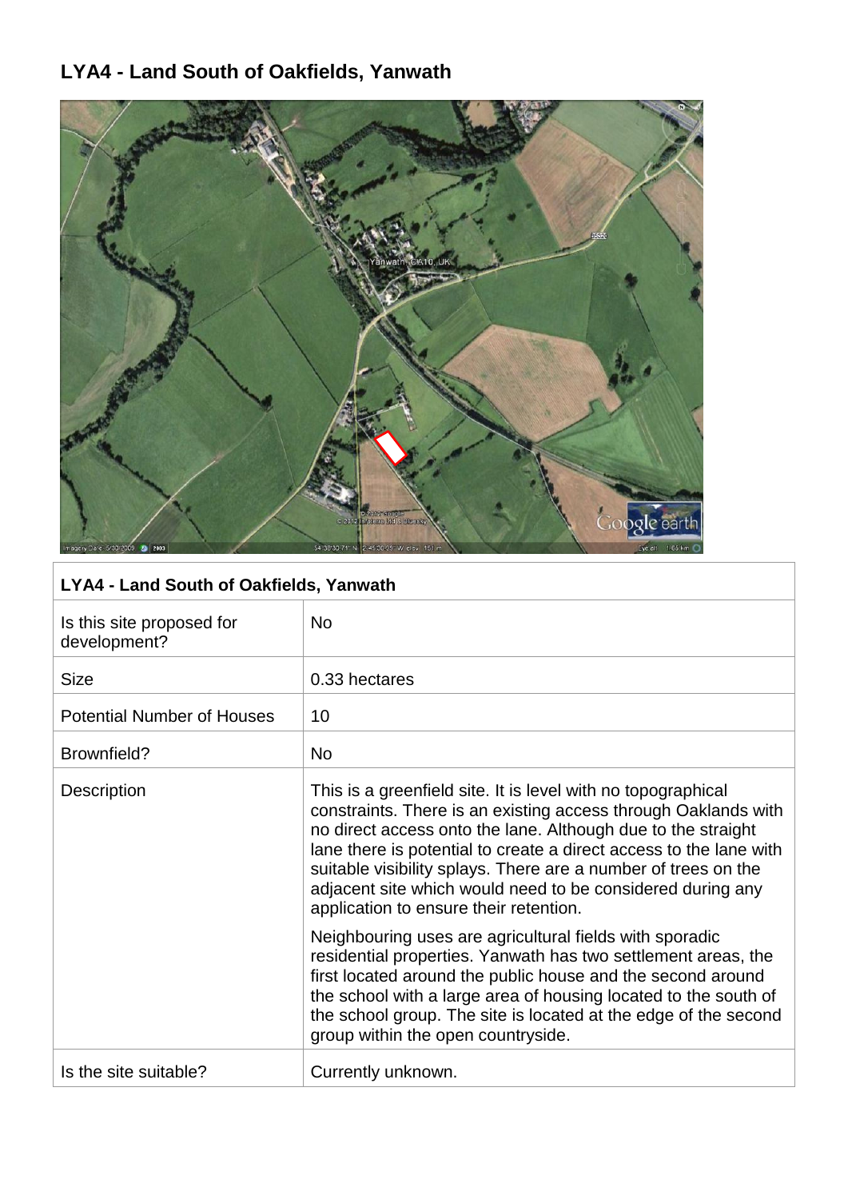# LYA4 - Land South of Oakfields, Yanwath

| LYA4 - Land South of Oakfields, Yanwath | |
|---|---|
| Is this site proposed for development? | No |
| Size | 0.33 hectares |
| Potential Number of Houses | 10 |
| Brownfield? | No |
| Description | This is a greenfield site. It is level with no topographical constraints. There is an existing access through Oaklands with no direct access onto the lane. Although due to the straight lane there is potential to create a direct access to the lane with suitable visibility splays. There are a number of trees on the adjacent site which would need to be considered during any application to ensure their retention.<br><br>Neighbouring uses are agricultural fields with sporadic residential properties. Yanwath has two settlement areas, the first located around the public house and the second around the school with a large area of housing located to the south of the school group. The site is located at the edge of the second group within the open countryside. |
| Is the site suitable? | Currently unknown. |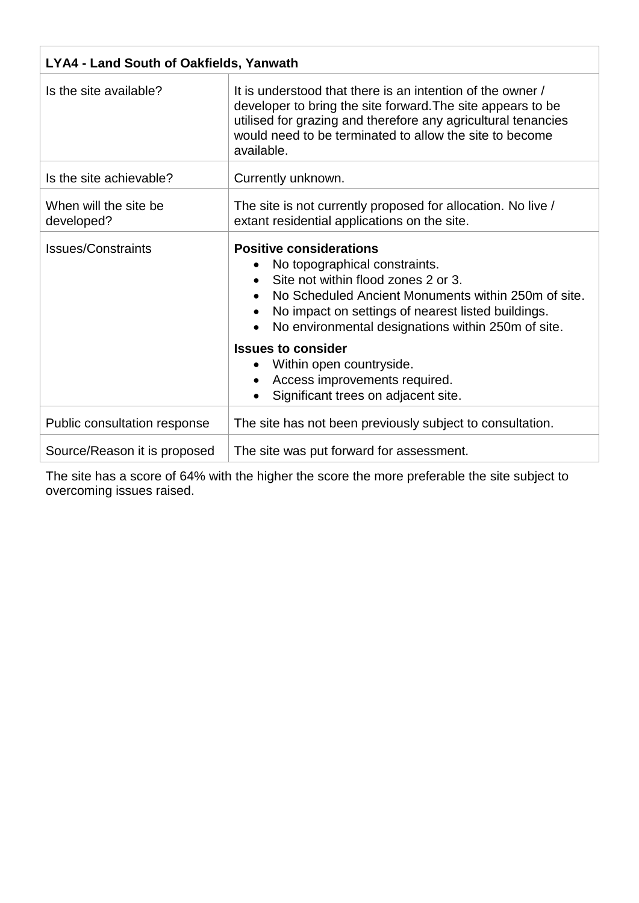| LYA4 - Land South of Oakfields, Yanwath | |
|---|---|
| Is the site available? | It is understood that there is an intention of the owner / developer to bring the site forward.The site appears to be utilised for grazing and therefore any agricultural tenancies would need to be terminated to allow the site to become available. |
| Is the site achievable? | Currently unknown. |
| When will the site be developed? | The site is not currently proposed for allocation. No live / extant residential applications on the site. |
| Issues/Constraints | **Positive considerations**<br>• No topographical constraints.<br>• Site not within flood zones 2 or 3.<br>• No Scheduled Ancient Monuments within 250m of site.<br>• No impact on settings of nearest listed buildings.<br>• No environmental designations within 250m of site.<br>**Issues to consider**<br>• Within open countryside.<br>• Access improvements required.<br>• Significant trees on adjacent site. |
| Public consultation response | The site has not been previously subject to consultation. |
| Source/Reason it is proposed | The site was put forward for assessment. |

The site has a score of 64% with the higher the score the more preferable the site subject to overcoming issues raised.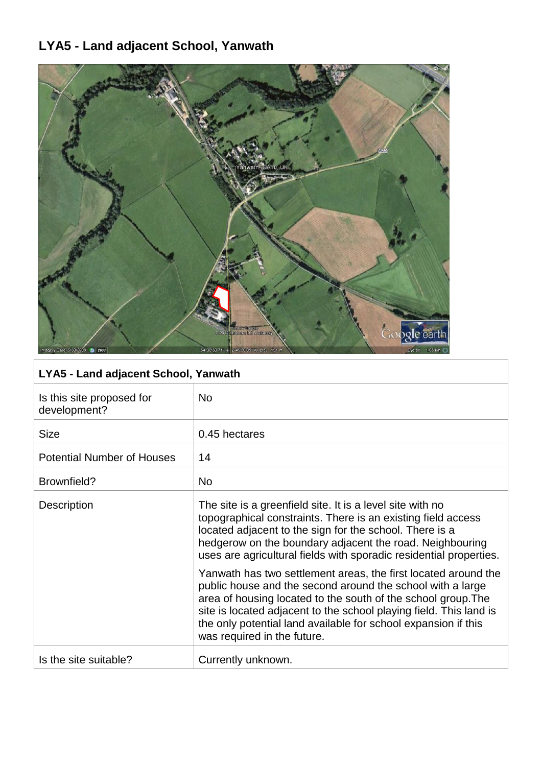# LYA5 - Land adjacent School, Yanwath

| LYA5 - Land adjacent School, Yanwath | |
|---|---|
| Is this site proposed for development? | No |
| Size | 0.45 hectares |
| Potential Number of Houses | 14 |
| Brownfield? | No |
| Description | The site is a greenfield site. It is a level site with no topographical constraints. There is an existing field access located adjacent to the sign for the school. There is a hedgerow on the boundary adjacent the road. Neighbouring uses are agricultural fields with sporadic residential properties.<br><br>Yanwath has two settlement areas, the first located around the public house and the second around the school with a large area of housing located to the south of the school group.The site is located adjacent to the school playing field. This land is the only potential land available for school expansion if this was required in the future. |
| Is the site suitable? | Currently unknown. |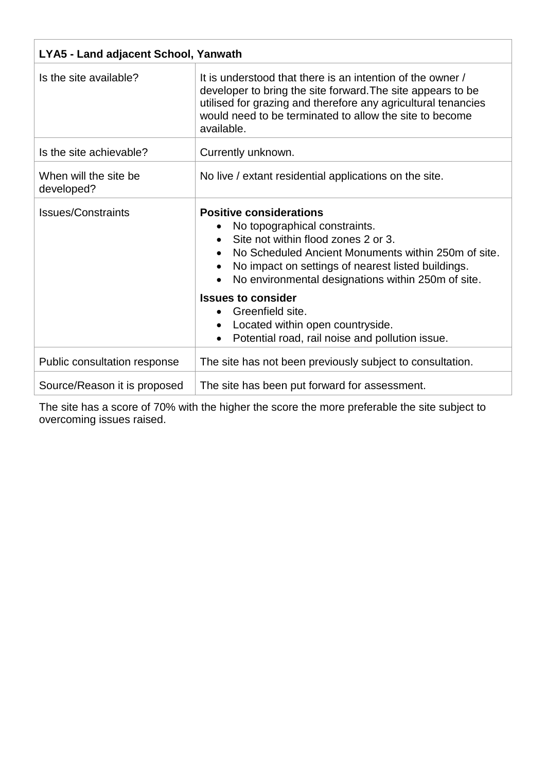| LYA5 - Land adjacent School, Yanwath | |
|---|---|
| Is the site available? | It is understood that there is an intention of the owner / developer to bring the site forward.The site appears to be utilised for grazing and therefore any agricultural tenancies would need to be terminated to allow the site to become available. |
| Is the site achievable? | Currently unknown. |
| When will the site be developed? | No live / extant residential applications on the site. |
| Issues/Constraints | **Positive considerations**<br>• No topographical constraints.<br>• Site not within flood zones 2 or 3.<br>• No Scheduled Ancient Monuments within 250m of site.<br>• No impact on settings of nearest listed buildings.<br>• No environmental designations within 250m of site.<br>**Issues to consider**<br>• Greenfield site.<br>• Located within open countryside.<br>• Potential road, rail noise and pollution issue. |
| Public consultation response | The site has not been previously subject to consultation. |
| Source/Reason it is proposed | The site has been put forward for assessment. |

The site has a score of 70% with the higher the score the more preferable the site subject to overcoming issues raised.